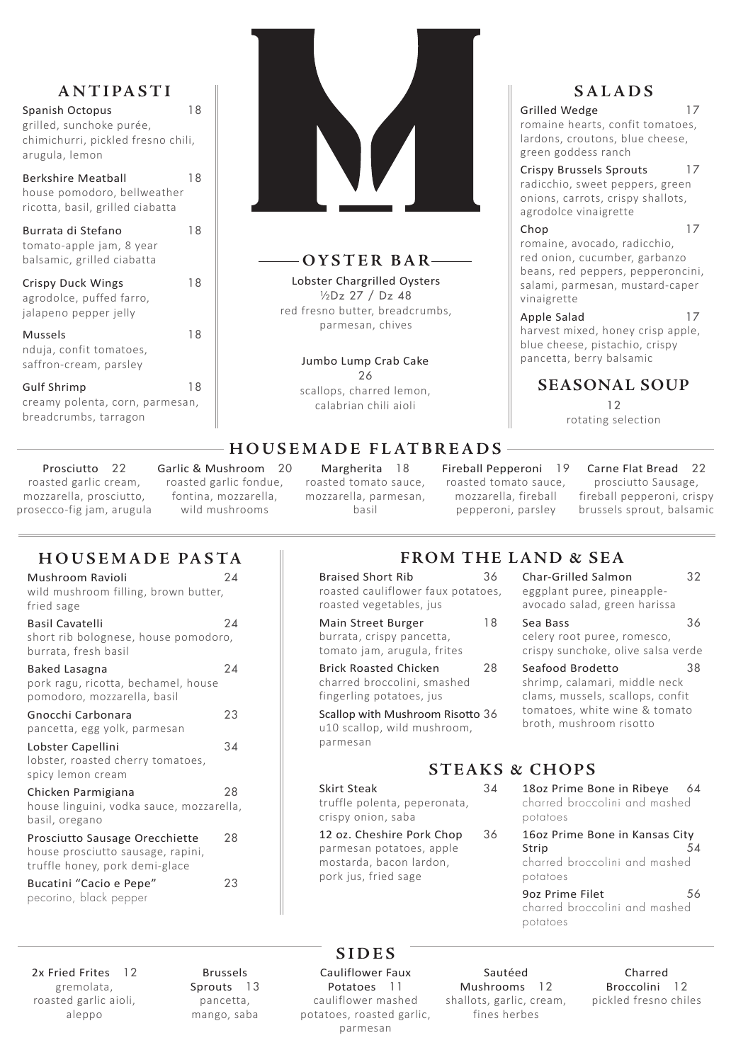## ANTIPASTI

**Spanish Octopus** 18
grilled, sunchoke purée, chimichurri, pickled fresno chili, arugula, lemon

**Berkshire Meatball** 18
house pomodoro, bellweather ricotta, basil, grilled ciabatta

**Burrata di Stefano** 18
tomato-apple jam, 8 year balsamic, grilled ciabatta

**Crispy Duck Wings** 18
agrodolce, puffed farro, jalapeno pepper jelly

**Mussels** 18
nduja, confit tomatoes, saffron-cream, parsley

**Gulf Shrimp** 18
creamy polenta, corn, parmesan, breadcrumbs, tarragon

## OYSTER BAR

**Lobster Chargrilled Oysters**
½Dz 27 / Dz 48
red fresno butter, breadcrumbs, parmesan, chives

**Jumbo Lump Crab Cake**
26
scallops, charred lemon, calabrian chili aioli

## SALADS

**Grilled Wedge** 17
romaine hearts, confit tomatoes, lardons, croutons, blue cheese, green goddess ranch

**Crispy Brussels Sprouts** 17
radicchio, sweet peppers, green onions, carrots, crispy shallots, agrodolce vinaigrette

**Chop** 17
romaine, avocado, radicchio, red onion, cucumber, garbanzo beans, red peppers, pepperoncini, salami, parmesan, mustard-caper vinaigrette

**Apple Salad** 17
harvest mixed, honey crisp apple, blue cheese, pistachio, crispy pancetta, berry balsamic

## SEASONAL SOUP

12
rotating selection

## HOUSEMADE FLATBREADS

**Prosciutto** 22
roasted garlic cream, mozzarella, prosciutto, prosecco-fig jam, arugula

**Garlic & Mushroom** 20
roasted garlic fondue, fontina, mozzarella, wild mushrooms

**Margherita** 18
roasted tomato sauce, mozzarella, parmesan, basil

**Fireball Pepperoni** 19
roasted tomato sauce, mozzarella, fireball pepperoni, parsley

**Carne Flat Bread** 22
prosciutto Sausage, fireball pepperoni, crispy brussels sprout, balsamic

## HOUSEMADE PASTA

**Mushroom Ravioli** 24
wild mushroom filling, brown butter, fried sage

**Basil Cavatelli** 24
short rib bolognese, house pomodoro, burrata, fresh basil

**Baked Lasagna** 24
pork ragu, ricotta, bechamel, house pomodoro, mozzarella, basil

**Gnocchi Carbonara** 23
pancetta, egg yolk, parmesan

**Lobster Capellini** 34
lobster, roasted cherry tomatoes, spicy lemon cream

**Chicken Parmigiana** 28
house linguini, vodka sauce, mozzarella, basil, oregano

**Prosciutto Sausage Orecchiette** 28
house prosciutto sausage, rapini, truffle honey, pork demi-glace

**Bucatini "Cacio e Pepe"** 23
pecorino, black pepper

## FROM THE LAND & SEA

**Braised Short Rib** 36
roasted cauliflower faux potatoes, roasted vegetables, jus

**Main Street Burger** 18
burrata, crispy pancetta, tomato jam, arugula, frites

**Brick Roasted Chicken** 28
charred broccolini, smashed fingerling potatoes, jus

**Scallop with Mushroom Risotto** 36
u10 scallop, wild mushroom, parmesan

**Char-Grilled Salmon** 32
eggplant puree, pineapple-avocado salad, green harissa

**Sea Bass** 36
celery root puree, romesco, crispy sunchoke, olive salsa verde

**Seafood Brodetto** 38
shrimp, calamari, middle neck clams, mussels, scallops, confit tomatoes, white wine & tomato broth, mushroom risotto

## STEAKS & CHOPS

**Skirt Steak** 34
truffle polenta, peperonata, crispy onion, saba

**12 oz. Cheshire Pork Chop** 36
parmesan potatoes, apple mostarda, bacon lardon, pork jus, fried sage

**18oz Prime Bone in Ribeye** 64
charred broccolini and mashed potatoes

**16oz Prime Bone in Kansas City Strip** 54
charred broccolini and mashed potatoes

**9oz Prime Filet** 56
charred broccolini and mashed potatoes

## SIDES

**2x Fried Frites** 12
gremolata, roasted garlic aioli, aleppo

**Brussels Sprouts** 13
pancetta, mango, saba

**Cauliflower Faux Potatoes** 11
cauliflower mashed potatoes, roasted garlic, parmesan

**Sautéed Mushrooms** 12
shallots, garlic, cream, fines herbes

**Charred Broccolini** 12
pickled fresno chiles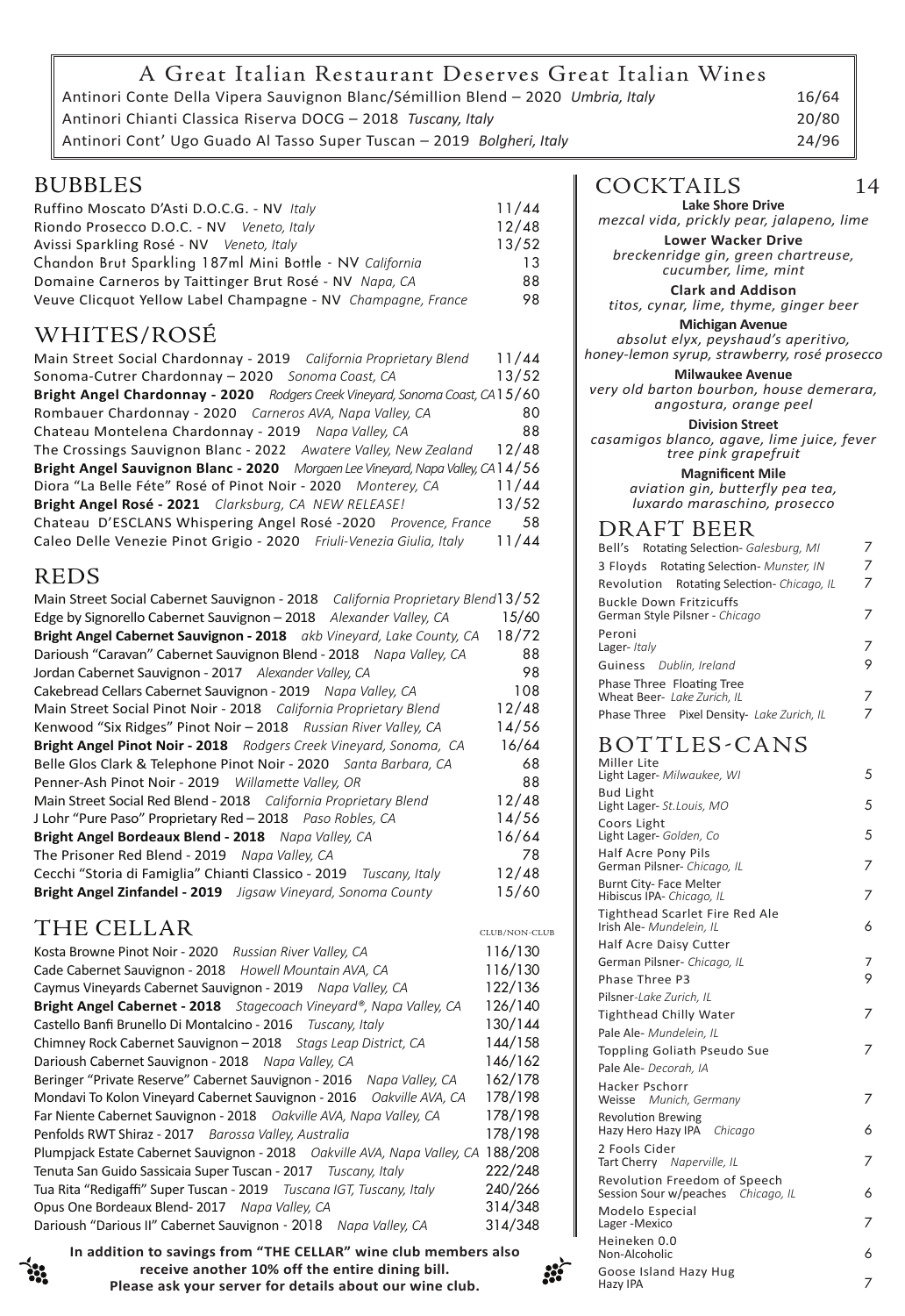## A Great Italian Restaurant Deserves Great Italian Wines

| | |
|---|---|
| Antinori Conte Della Vipera Sauvignon Blanc/Sémillion Blend – 2020 *Umbria, Italy* | 16/64 |
| Antinori Chianti Classica Riserva DOCG – 2018 *Tuscany, Italy* | 20/80 |
| Antinori Cont' Ugo Guado Al Tasso Super Tuscan – 2019 *Bolgheri, Italy* | 24/96 |

## BUBBLES

| | |
|---|---|
| Ruffino Moscato D'Asti D.O.C.G. - NV *Italy* | 11/44 |
| Riondo Prosecco D.O.C. - NV *Veneto, Italy* | 12/48 |
| Avissi Sparkling Rosé - NV *Veneto, Italy* | 13/52 |
| Chandon Brut Sparkling 187ml Mini Bottle - NV *California* | 13 |
| Domaine Carneros by Taittinger Brut Rosé - NV *Napa, CA* | 88 |
| Veuve Clicquot Yellow Label Champagne - NV *Champagne, France* | 98 |

## WHITES/ROSÉ

| | |
|---|---|
| Main Street Social Chardonnay - 2019 *California Proprietary Blend* | 11/44 |
| Sonoma-Cutrer Chardonnay – 2020 *Sonoma Coast, CA* | 13/52 |
| **Bright Angel Chardonnay - 2020** *Rodgers Creek Vineyard, Sonoma Coast, CA* | 15/60 |
| Rombauer Chardonnay - 2020 *Carneros AVA, Napa Valley, CA* | 80 |
| Chateau Montelena Chardonnay - 2019 *Napa Valley, CA* | 88 |
| The Crossings Sauvignon Blanc - 2022 *Awatere Valley, New Zealand* | 12/48 |
| **Bright Angel Sauvignon Blanc - 2020** *Morgaen Lee Vineyard, Napa Valley, CA* | 14/56 |
| Diora "La Belle Féte" Rosé of Pinot Noir - 2020 *Monterey, CA* | 11/44 |
| **Bright Angel Rosé - 2021** *Clarksburg, CA NEW RELEASE!* | 13/52 |
| Chateau D'ESCLANS Whispering Angel Rosé -2020 *Provence, France* | 58 |
| Caleo Delle Venezie Pinot Grigio - 2020 *Friuli-Venezia Giulia, Italy* | 11/44 |

## REDS

| | |
|---|---|
| Main Street Social Cabernet Sauvignon - 2018 *California Proprietary Blend* | 13/52 |
| Edge by Signorello Cabernet Sauvignon – 2018 *Alexander Valley, CA* | 15/60 |
| **Bright Angel Cabernet Sauvignon - 2018** *akb Vineyard, Lake County, CA* | 18/72 |
| Darioush "Caravan" Cabernet Sauvignon Blend - 2018 *Napa Valley, CA* | 88 |
| Jordan Cabernet Sauvignon - 2017 *Alexander Valley, CA* | 98 |
| Cakebread Cellars Cabernet Sauvignon - 2019 *Napa Valley, CA* | 108 |
| Main Street Social Pinot Noir - 2018 *California Proprietary Blend* | 12/48 |
| Kenwood "Six Ridges" Pinot Noir – 2018 *Russian River Valley, CA* | 14/56 |
| **Bright Angel Pinot Noir - 2018** *Rodgers Creek Vineyard, Sonoma, CA* | 16/64 |
| Belle Glos Clark & Telephone Pinot Noir - 2020 *Santa Barbara, CA* | 68 |
| Penner-Ash Pinot Noir - 2019 *Willamette Valley, OR* | 88 |
| Main Street Social Red Blend - 2018 *California Proprietary Blend* | 12/48 |
| J Lohr "Pure Paso" Proprietary Red – 2018 *Paso Robles, CA* | 14/56 |
| **Bright Angel Bordeaux Blend - 2018** *Napa Valley, CA* | 16/64 |
| The Prisoner Red Blend - 2019 *Napa Valley, CA* | 78 |
| Cecchi "Storia di Famiglia" Chianti Classico - 2019 *Tuscany, Italy* | 12/48 |
| **Bright Angel Zinfandel - 2019** *Jigsaw Vineyard, Sonoma County* | 15/60 |

## THE CELLAR

| | CLUB/NON-CLUB |
|---|---|
| Kosta Browne Pinot Noir - 2020 *Russian River Valley, CA* | 116/130 |
| Cade Cabernet Sauvignon - 2018 *Howell Mountain AVA, CA* | 116/130 |
| Caymus Vineyards Cabernet Sauvignon - 2019 *Napa Valley, CA* | 122/136 |
| **Bright Angel Cabernet - 2018** *Stagecoach Vineyard®, Napa Valley, CA* | 126/140 |
| Castello Banfi Brunello Di Montalcino - 2016 *Tuscany, Italy* | 130/144 |
| Chimney Rock Cabernet Sauvignon – 2018 *Stags Leap District, CA* | 144/158 |
| Darioush Cabernet Sauvignon - 2018 *Napa Valley, CA* | 146/162 |
| Beringer "Private Reserve" Cabernet Sauvignon - 2016 *Napa Valley, CA* | 162/178 |
| Mondavi To Kolon Vineyard Cabernet Sauvignon - 2016 *Oakville AVA, CA* | 178/198 |
| Far Niente Cabernet Sauvignon - 2018 *Oakville AVA, Napa Valley, CA* | 178/198 |
| Penfolds RWT Shiraz - 2017 *Barossa Valley, Australia* | 178/198 |
| Plumpjack Estate Cabernet Sauvignon - 2018 *Oakville AVA, Napa Valley, CA* | 188/208 |
| Tenuta San Guido Sassicaia Super Tuscan - 2017 *Tuscany, Italy* | 222/248 |
| Tua Rita "Redigaffi" Super Tuscan - 2019 *Tuscana IGT, Tuscany, Italy* | 240/266 |
| Opus One Bordeaux Blend- 2017 *Napa Valley, CA* | 314/348 |
| Darioush "Darious II" Cabernet Sauvignon - 2018 *Napa Valley, CA* | 314/348 |

**In addition to savings from "THE CELLAR" wine club members also receive another 10% off the entire dining bill. Please ask your server for details about our wine club.**

## COCKTAILS 14

**Lake Shore Drive**
*mezcal vida, prickly pear, jalapeno, lime*

**Lower Wacker Drive**
*breckenridge gin, green chartreuse, cucumber, lime, mint*

**Clark and Addison**
*titos, cynar, lime, thyme, ginger beer*

**Michigan Avenue**
*absolut elyx, peyshaud's aperitivo, honey-lemon syrup, strawberry, rosé prosecco*

**Milwaukee Avenue**
*very old barton bourbon, house demerara, angostura, orange peel*

**Division Street**
*casamigos blanco, agave, lime juice, fever tree pink grapefruit*

**Magnificent Mile**
*aviation gin, butterfly pea tea, luxardo maraschino, prosecco*

## DRAFT BEER

| | |
|---|---|
| Bell's Rotating Selection- *Galesburg, MI* | 7 |
| 3 Floyds Rotating Selection- *Munster, IN* | 7 |
| Revolution Rotating Selection- *Chicago, IL* | 7 |
| Buckle Down Fritzicuffs German Style Pilsner - *Chicago* | 7 |
| Peroni Lager- *Italy* | 7 |
| Guiness *Dublin, Ireland* | 9 |
| Phase Three Floating Tree Wheat Beer- *Lake Zurich, IL* | 7 |
| Phase Three Pixel Density- *Lake Zurich, IL* | 7 |

## BOTTLES-CANS

| | |
|---|---|
| Miller Lite Light Lager- *Milwaukee, WI* | 5 |
| Bud Light Light Lager- *St.Louis, MO* | 5 |
| Coors Light Light Lager- *Golden, Co* | 5 |
| Half Acre Pony Pils German Pilsner- *Chicago, IL* | 7 |
| Burnt City- Face Melter Hibiscus IPA- *Chicago, IL* | 7 |
| Tighthead Scarlet Fire Red Ale Irish Ale- *Mundelein, IL* | 6 |
| Half Acre Daisy Cutter German Pilsner- *Chicago, IL* | 7 |
| Phase Three P3 Pilsner-*Lake Zurich, IL* | 9 |
| Tighthead Chilly Water Pale Ale- *Mundelein, IL* | 7 |
| Toppling Goliath Pseudo Sue Pale Ale- *Decorah, IA* | 7 |
| Hacker Pschorr Weisse *Munich, Germany* | 7 |
| Revolution Brewing Hazy Hero Hazy IPA *Chicago* | 6 |
| 2 Fools Cider Tart Cherry *Naperville, IL* | 7 |
| Revolution Freedom of Speech Session Sour w/peaches *Chicago, IL* | 6 |
| Modelo Especial Lager -Mexico | 7 |
| Heineken 0.0 Non-Alcoholic | 6 |
| Goose Island Hazy Hug Hazy IPA | 7 |